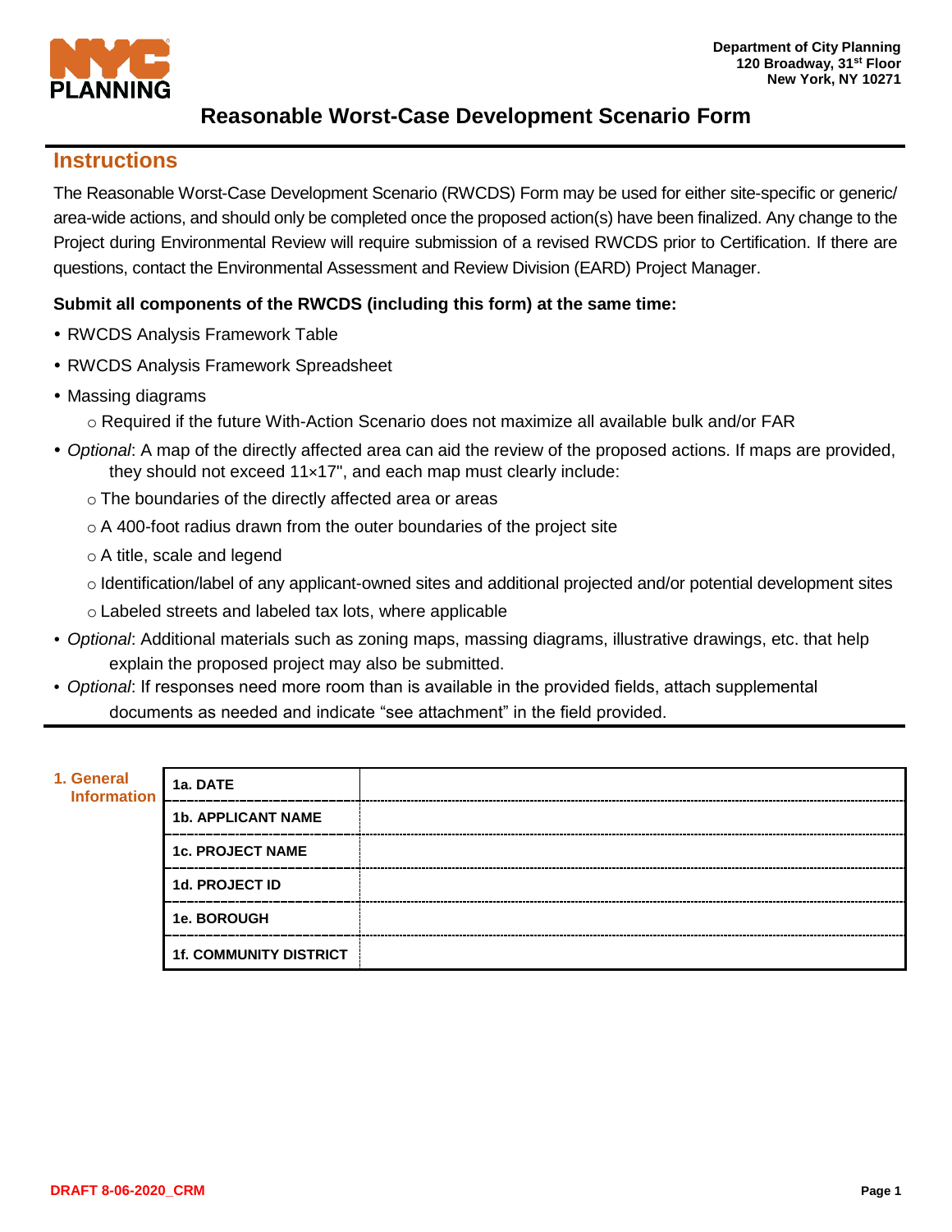Department of City Planning
120 Broadway, 31st Floor
New York, NY 10271

# Reasonable Worst-Case Development Scenario Form

## Instructions

The Reasonable Worst-Case Development Scenario (RWCDS) Form may be used for either site-specific or generic/area-wide actions, and should only be completed once the proposed action(s) have been finalized. Any change to the Project during Environmental Review will require submission of a revised RWCDS prior to Certification. If there are questions, contact the Environmental Assessment and Review Division (EARD) Project Manager.

**Submit all components of the RWCDS (including this form) at the same time:**

- RWCDS Analysis Framework Table
- RWCDS Analysis Framework Spreadsheet
- Massing diagrams
  - Required if the future With-Action Scenario does not maximize all available bulk and/or FAR
- *Optional*: A map of the directly affected area can aid the review of the proposed actions. If maps are provided, they should not exceed 11×17", and each map must clearly include:
  - The boundaries of the directly affected area or areas
  - A 400-foot radius drawn from the outer boundaries of the project site
  - A title, scale and legend
  - Identification/label of any applicant-owned sites and additional projected and/or potential development sites
  - Labeled streets and labeled tax lots, where applicable
- *Optional*: Additional materials such as zoning maps, massing diagrams, illustrative drawings, etc. that help explain the proposed project may also be submitted.
- *Optional*: If responses need more room than is available in the provided fields, attach supplemental documents as needed and indicate "see attachment" in the field provided.

## 1. General Information

| | |
|---|---|
| **1a. DATE** | |
| **1b. APPLICANT NAME** | |
| **1c. PROJECT NAME** | |
| **1d. PROJECT ID** | |
| **1e. BOROUGH** | |
| **1f. COMMUNITY DISTRICT** | |

DRAFT 8-06-2020_CRM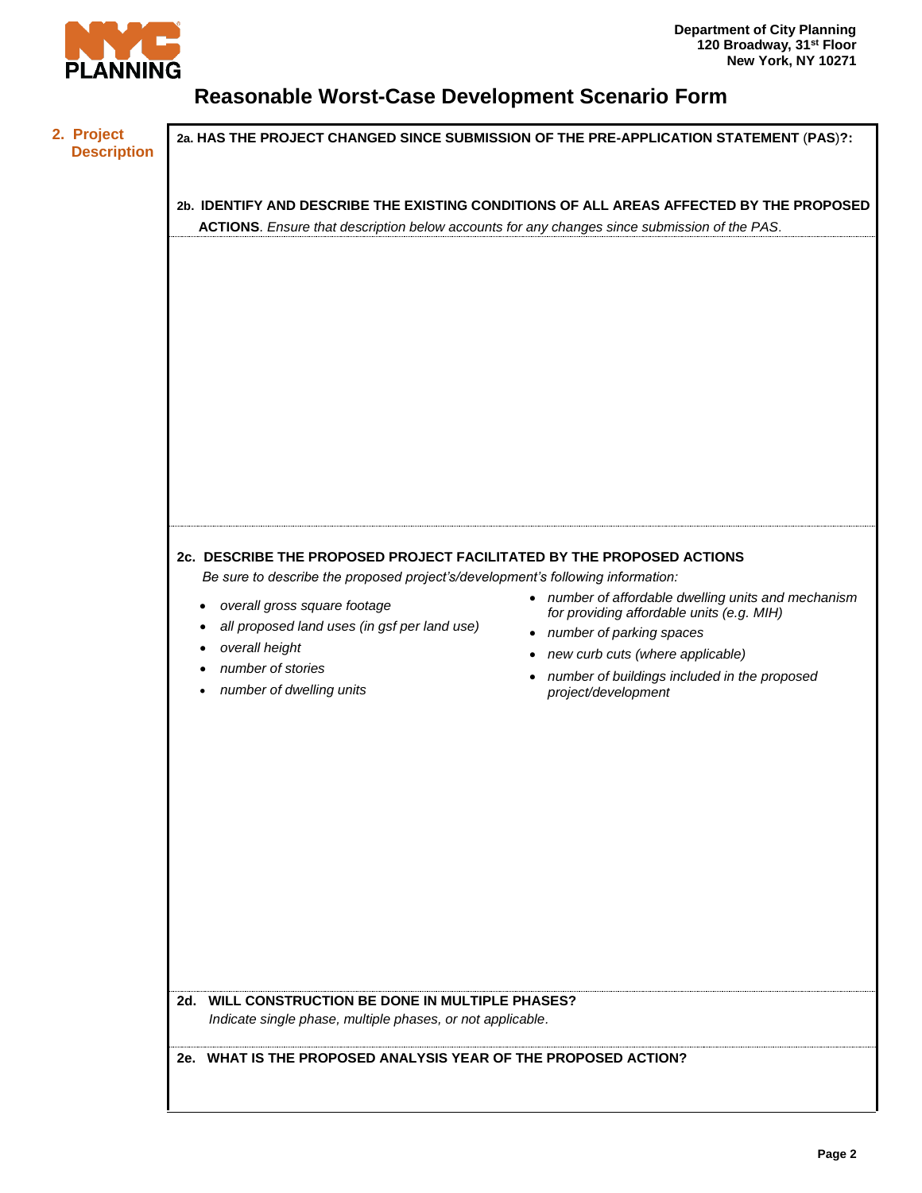## Reasonable Worst-Case Development Scenario Form

### 2. Project Description

**2a. HAS THE PROJECT CHANGED SINCE SUBMISSION OF THE PRE-APPLICATION STATEMENT (PAS)?:**

**2b. IDENTIFY AND DESCRIBE THE EXISTING CONDITIONS OF ALL AREAS AFFECTED BY THE PROPOSED ACTIONS**. *Ensure that description below accounts for any changes since submission of the PAS.*

**2c. DESCRIBE THE PROPOSED PROJECT FACILITATED BY THE PROPOSED ACTIONS**

*Be sure to describe the proposed project's/development's following information:*

- *overall gross square footage*
- *all proposed land uses (in gsf per land use)*
- *overall height*
- *number of stories*
- *number of dwelling units*
- *number of affordable dwelling units and mechanism for providing affordable units (e.g. MIH)*
- *number of parking spaces*
- *new curb cuts (where applicable)*
- *number of buildings included in the proposed project/development*

**2d. WILL CONSTRUCTION BE DONE IN MULTIPLE PHASES?**

*Indicate single phase, multiple phases, or not applicable.*

**2e. WHAT IS THE PROPOSED ANALYSIS YEAR OF THE PROPOSED ACTION?**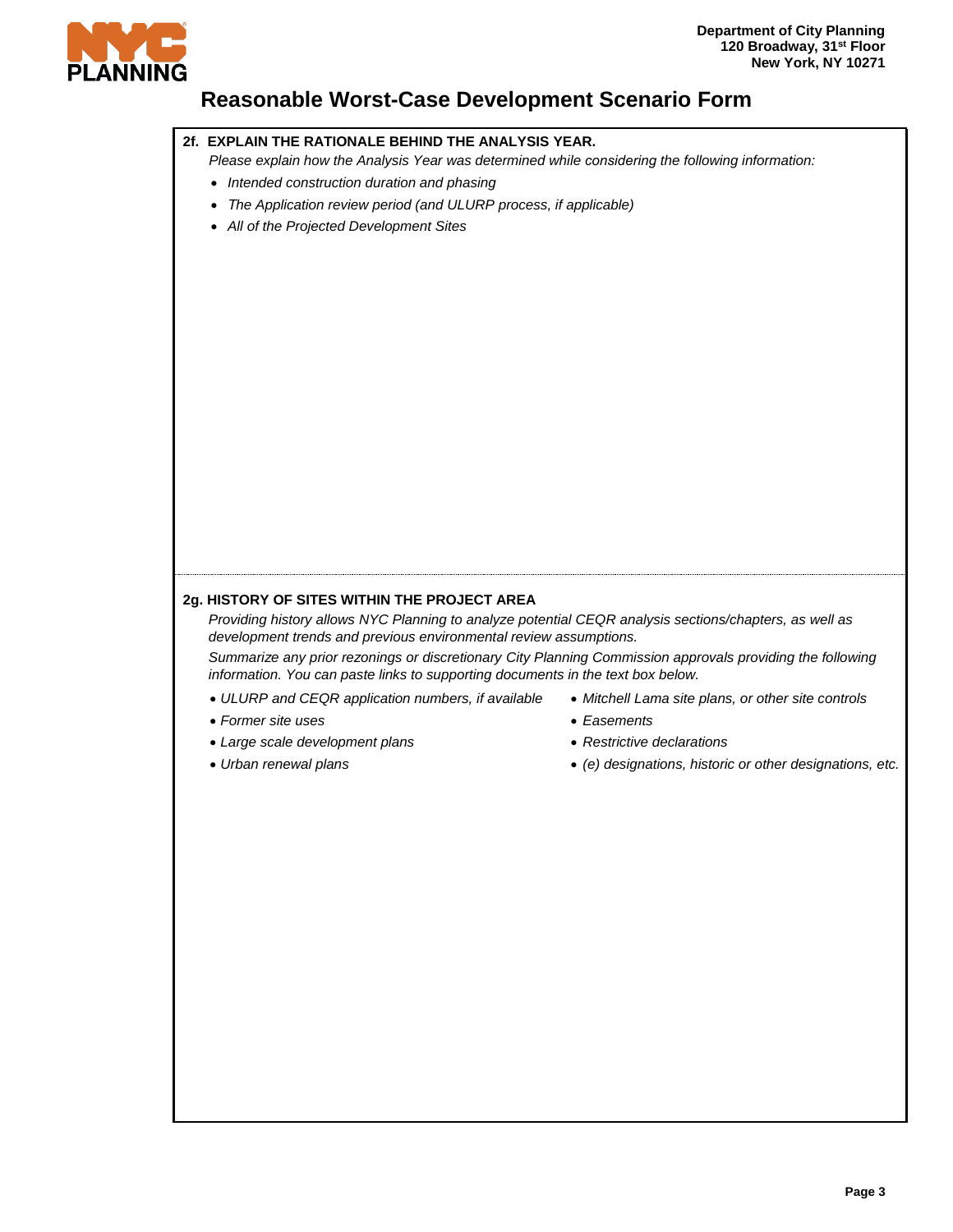# Reasonable Worst-Case Development Scenario Form

**2f. EXPLAIN THE RATIONALE BEHIND THE ANALYSIS YEAR.**

*Please explain how the Analysis Year was determined while considering the following information:*

- *Intended construction duration and phasing*
- *The Application review period (and ULURP process, if applicable)*
- *All of the Projected Development Sites*

**2g. HISTORY OF SITES WITHIN THE PROJECT AREA**

*Providing history allows NYC Planning to analyze potential CEQR analysis sections/chapters, as well as development trends and previous environmental review assumptions.*

*Summarize any prior rezonings or discretionary City Planning Commission approvals providing the following information. You can paste links to supporting documents in the text box below.*

- *ULURP and CEQR application numbers, if available*
- *Former site uses*
- *Large scale development plans*
- *Urban renewal plans*
- *Mitchell Lama site plans, or other site controls*
- *Easements*
- *Restrictive declarations*
- *(e) designations, historic or other designations, etc.*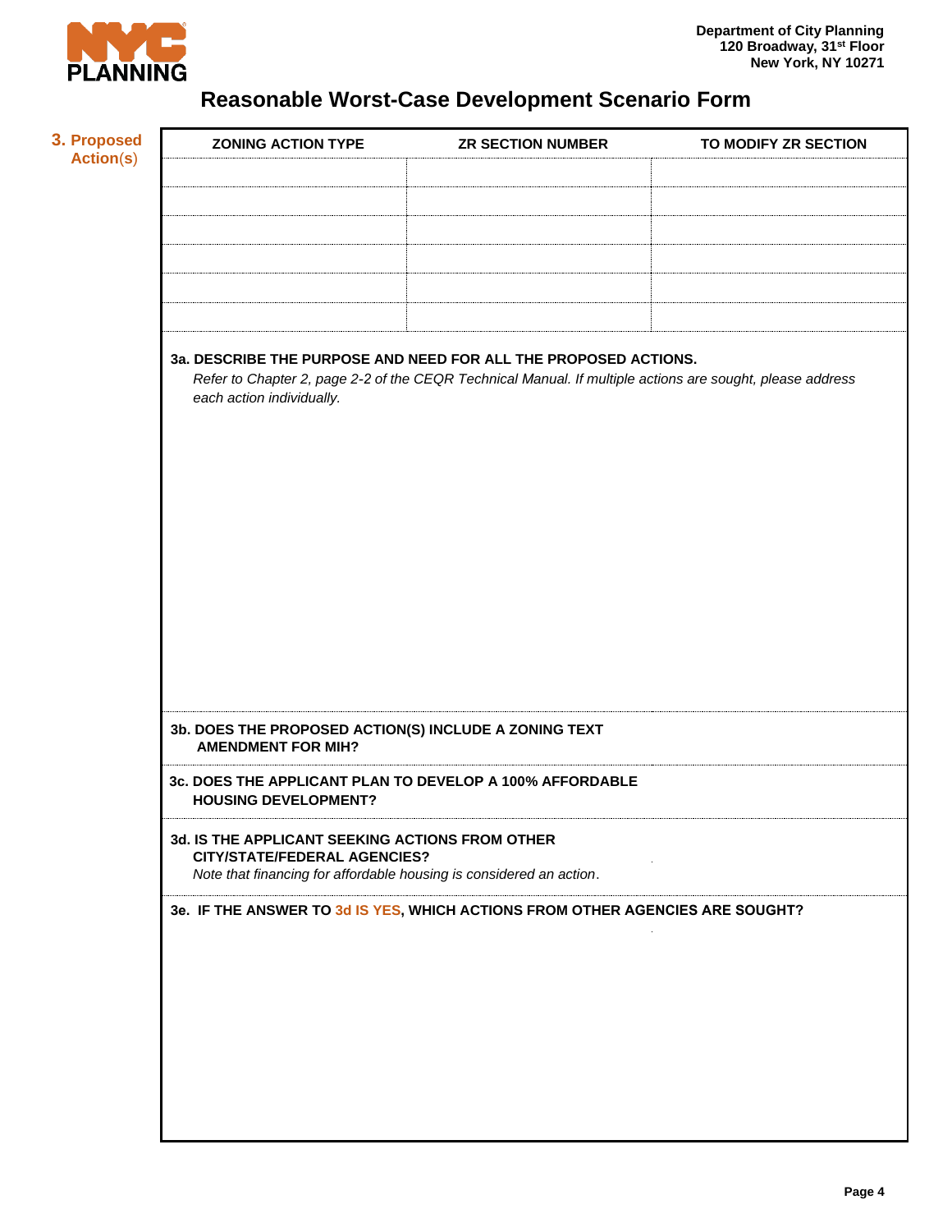# Reasonable Worst-Case Development Scenario Form

## 3. Proposed Action(s)

| ZONING ACTION TYPE | ZR SECTION NUMBER | TO MODIFY ZR SECTION |
| --- | --- | --- |
| | | |
| | | |
| | | |
| | | |
| | | |
| | | |

**3a. DESCRIBE THE PURPOSE AND NEED FOR ALL THE PROPOSED ACTIONS.**
*Refer to Chapter 2, page 2-2 of the CEQR Technical Manual. If multiple actions are sought, please address each action individually.*

**3b. DOES THE PROPOSED ACTION(S) INCLUDE A ZONING TEXT AMENDMENT FOR MIH?**

**3c. DOES THE APPLICANT PLAN TO DEVELOP A 100% AFFORDABLE HOUSING DEVELOPMENT?**

**3d. IS THE APPLICANT SEEKING ACTIONS FROM OTHER CITY/STATE/FEDERAL AGENCIES?**
*Note that financing for affordable housing is considered an action.*

**3e. IF THE ANSWER TO 3d IS YES, WHICH ACTIONS FROM OTHER AGENCIES ARE SOUGHT?**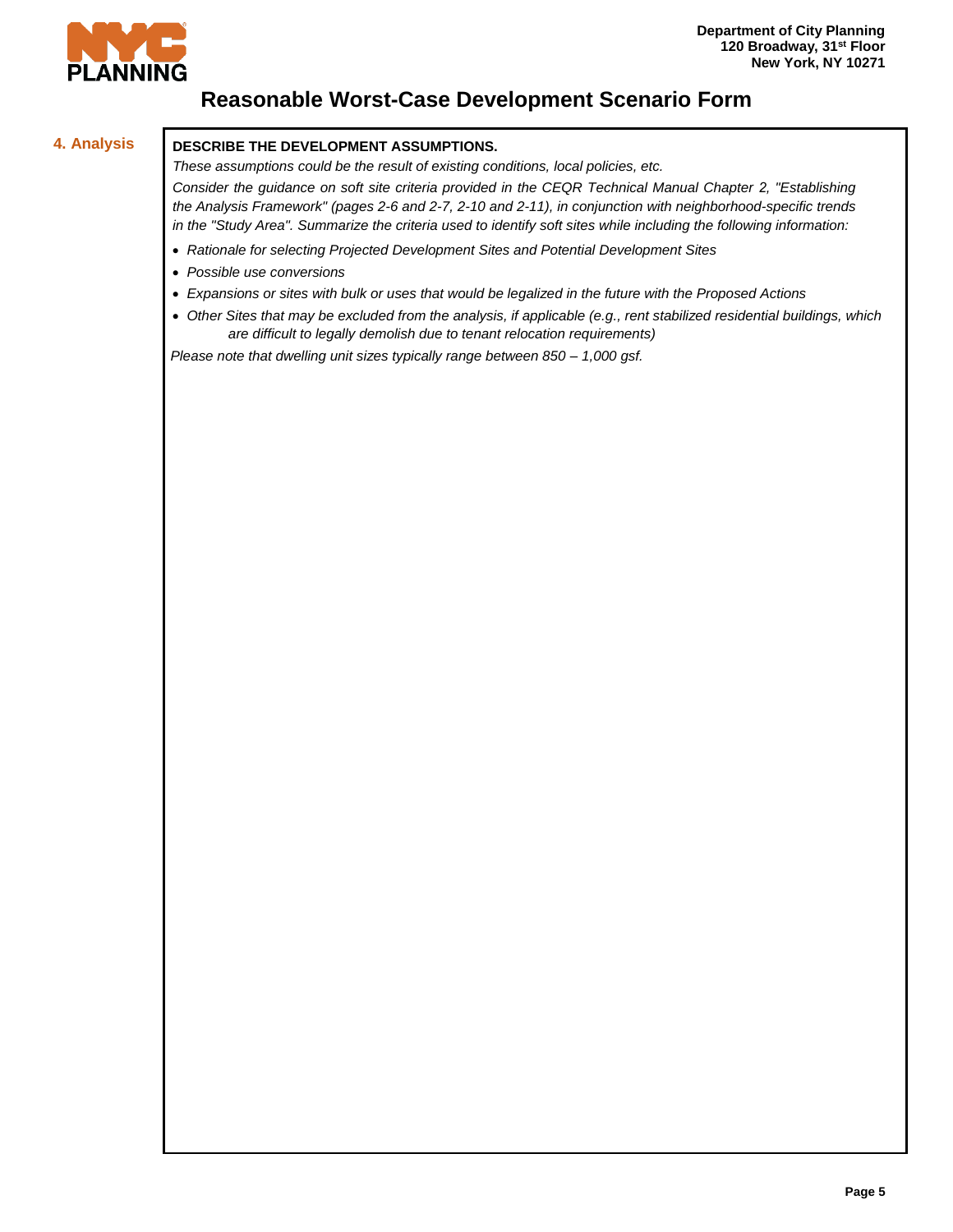# Reasonable Worst-Case Development Scenario Form

## 4. Analysis

**DESCRIBE THE DEVELOPMENT ASSUMPTIONS.**

*These assumptions could be the result of existing conditions, local policies, etc.*

*Consider the guidance on soft site criteria provided in the CEQR Technical Manual Chapter 2, "Establishing the Analysis Framework" (pages 2-6 and 2-7, 2-10 and 2-11), in conjunction with neighborhood-specific trends in the "Study Area". Summarize the criteria used to identify soft sites while including the following information:*

- *Rationale for selecting Projected Development Sites and Potential Development Sites*
- *Possible use conversions*
- *Expansions or sites with bulk or uses that would be legalized in the future with the Proposed Actions*
- *Other Sites that may be excluded from the analysis, if applicable (e.g., rent stabilized residential buildings, which are difficult to legally demolish due to tenant relocation requirements)*

*Please note that dwelling unit sizes typically range between 850 – 1,000 gsf.*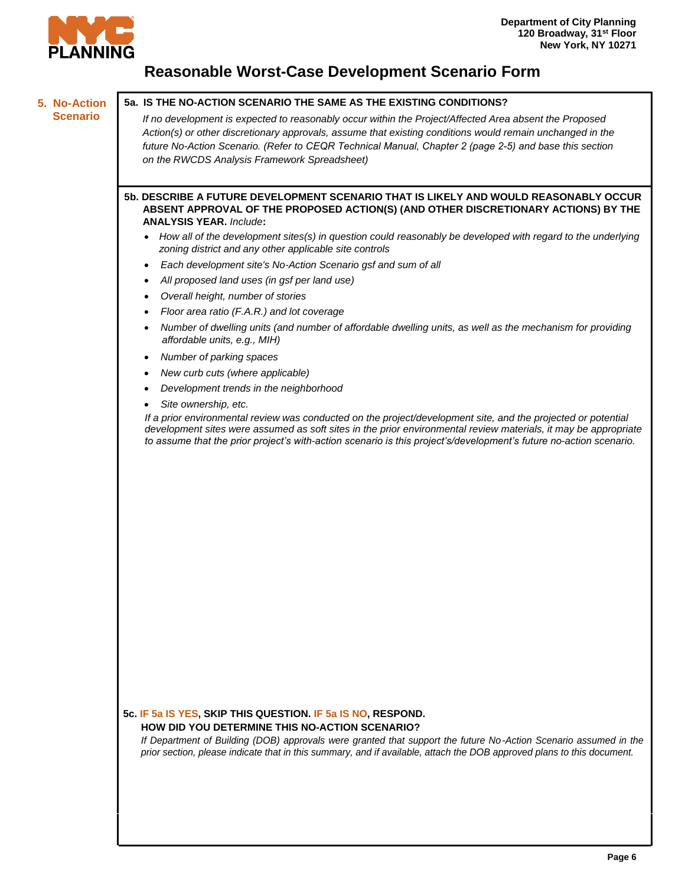# Reasonable Worst-Case Development Scenario Form

## 5. No-Action Scenario

**5a. IS THE NO-ACTION SCENARIO THE SAME AS THE EXISTING CONDITIONS?**

*If no development is expected to reasonably occur within the Project/Affected Area absent the Proposed Action(s) or other discretionary approvals, assume that existing conditions would remain unchanged in the future No-Action Scenario. (Refer to CEQR Technical Manual, Chapter 2 (page 2-5) and base this section on the RWCDS Analysis Framework Spreadsheet)*

**5b. DESCRIBE A FUTURE DEVELOPMENT SCENARIO THAT IS LIKELY AND WOULD REASONABLY OCCUR ABSENT APPROVAL OF THE PROPOSED ACTION(S) (AND OTHER DISCRETIONARY ACTIONS) BY THE ANALYSIS YEAR.** *Include***:**

- *How all of the development sites(s) in question could reasonably be developed with regard to the underlying zoning district and any other applicable site controls*
- *Each development site's No-Action Scenario gsf and sum of all*
- *All proposed land uses (in gsf per land use)*
- *Overall height, number of stories*
- *Floor area ratio (F.A.R.) and lot coverage*
- *Number of dwelling units (and number of affordable dwelling units, as well as the mechanism for providing affordable units, e.g., MIH)*
- *Number of parking spaces*
- *New curb cuts (where applicable)*
- *Development trends in the neighborhood*
- *Site ownership, etc.*

*If a prior environmental review was conducted on the project/development site, and the projected or potential development sites were assumed as soft sites in the prior environmental review materials, it may be appropriate to assume that the prior project's with-action scenario is this project's/development's future no-action scenario.*

**5c. IF 5a IS YES, SKIP THIS QUESTION. IF 5a IS NO, RESPOND.**
**HOW DID YOU DETERMINE THIS NO-ACTION SCENARIO?**

*If Department of Building (DOB) approvals were granted that support the future No-Action Scenario assumed in the prior section, please indicate that in this summary, and if available, attach the DOB approved plans to this document.*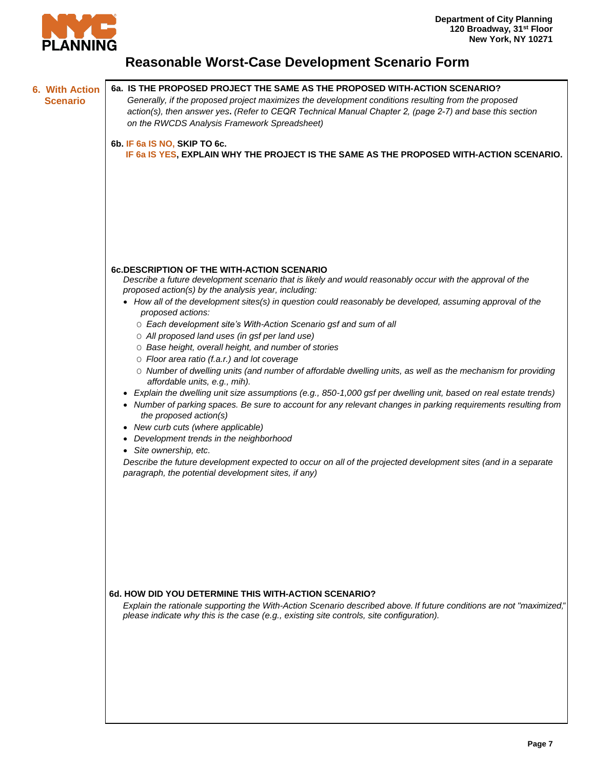# Reasonable Worst-Case Development Scenario Form

## 6. With Action Scenario

**6a. IS THE PROPOSED PROJECT THE SAME AS THE PROPOSED WITH-ACTION SCENARIO?**

*Generally, if the proposed project maximizes the development conditions resulting from the proposed action(s), then answer yes. (Refer to CEQR Technical Manual Chapter 2, (page 2-7) and base this section on the RWCDS Analysis Framework Spreadsheet)*

**6b. IF 6a IS NO, SKIP TO 6c.**
**IF 6a IS YES, EXPLAIN WHY THE PROJECT IS THE SAME AS THE PROPOSED WITH-ACTION SCENARIO.**

**6c. DESCRIPTION OF THE WITH-ACTION SCENARIO**

*Describe a future development scenario that is likely and would reasonably occur with the approval of the proposed action(s) by the analysis year, including:*

- *How all of the development sites(s) in question could reasonably be developed, assuming approval of the proposed actions:*
  - *Each development site's With-Action Scenario gsf and sum of all*
  - *All proposed land uses (in gsf per land use)*
  - *Base height, overall height, and number of stories*
  - *Floor area ratio (f.a.r.) and lot coverage*
  - *Number of dwelling units (and number of affordable dwelling units, as well as the mechanism for providing affordable units, e.g., mih).*
- *Explain the dwelling unit size assumptions (e.g., 850-1,000 gsf per dwelling unit, based on real estate trends)*
- *Number of parking spaces. Be sure to account for any relevant changes in parking requirements resulting from the proposed action(s)*
- *New curb cuts (where applicable)*
- *Development trends in the neighborhood*
- *Site ownership, etc.*

*Describe the future development expected to occur on all of the projected development sites (and in a separate paragraph, the potential development sites, if any)*

**6d. HOW DID YOU DETERMINE THIS WITH-ACTION SCENARIO?**

*Explain the rationale supporting the With-Action Scenario described above. If future conditions are not "maximized," please indicate why this is the case (e.g., existing site controls, site configuration).*